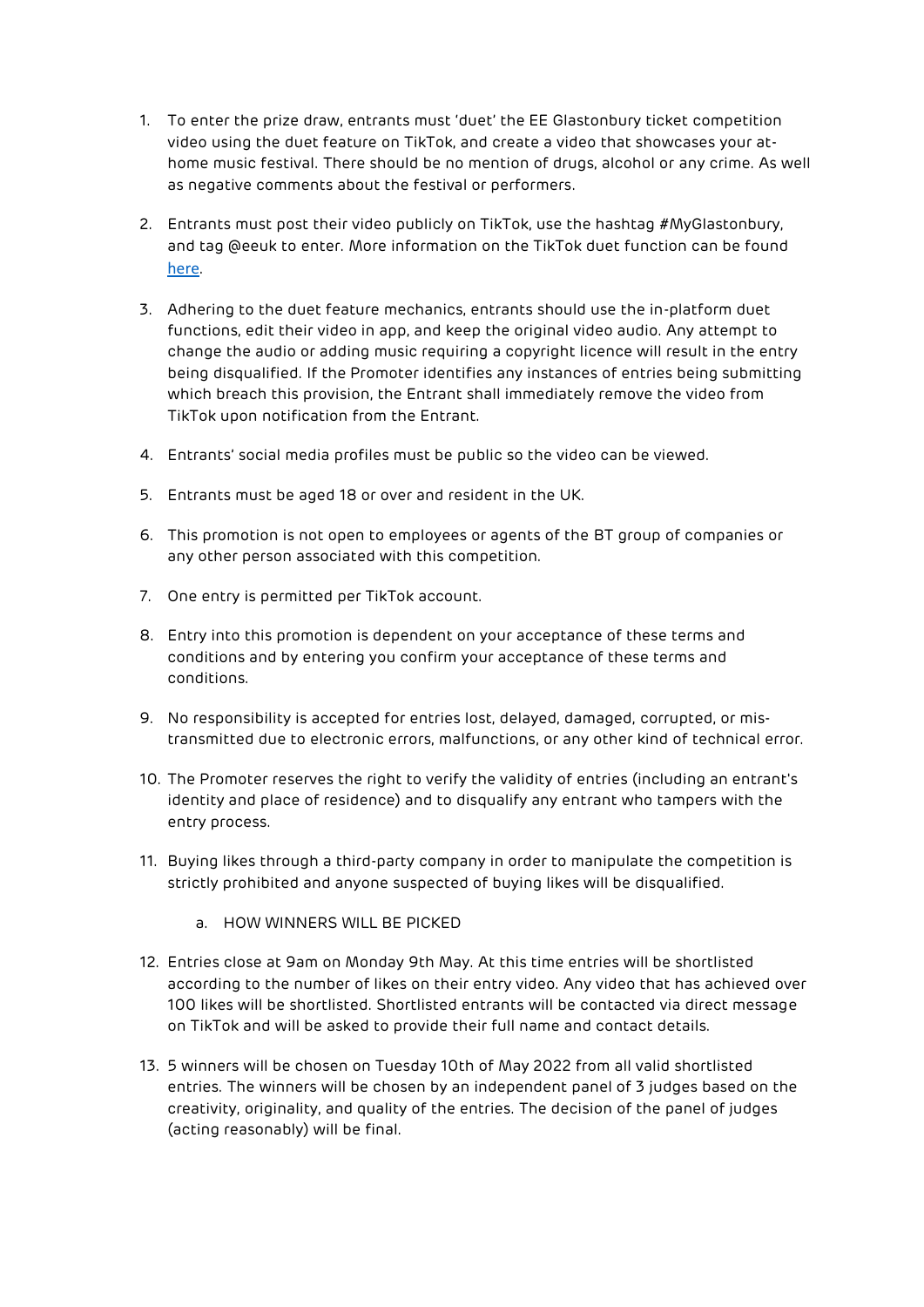1. To enter the prize draw, entrants must 'duet' the EE Glastonbury ticket competition video using the duet feature on TikTok, and create a video that showcases your at-home music festival. There should be no mention of drugs, alcohol or any crime. As well as negative comments about the festival or performers.

2. Entrants must post their video publicly on TikTok, use the hashtag #MyGlastonbury, and tag @eeuk to enter. More information on the TikTok duet function can be found [here](#).

3. Adhering to the duet feature mechanics, entrants should use the in-platform duet functions, edit their video in app, and keep the original video audio. Any attempt to change the audio or adding music requiring a copyright licence will result in the entry being disqualified. If the Promoter identifies any instances of entries being submitting which breach this provision, the Entrant shall immediately remove the video from TikTok upon notification from the Entrant.

4. Entrants' social media profiles must be public so the video can be viewed.

5. Entrants must be aged 18 or over and resident in the UK.

6. This promotion is not open to employees or agents of the BT group of companies or any other person associated with this competition.

7. One entry is permitted per TikTok account.

8. Entry into this promotion is dependent on your acceptance of these terms and conditions and by entering you confirm your acceptance of these terms and conditions.

9. No responsibility is accepted for entries lost, delayed, damaged, corrupted, or mis-transmitted due to electronic errors, malfunctions, or any other kind of technical error.

10. The Promoter reserves the right to verify the validity of entries (including an entrant's identity and place of residence) and to disqualify any entrant who tampers with the entry process.

11. Buying likes through a third-party company in order to manipulate the competition is strictly prohibited and anyone suspected of buying likes will be disqualified.

    a. HOW WINNERS WILL BE PICKED

12. Entries close at 9am on Monday 9th May. At this time entries will be shortlisted according to the number of likes on their entry video. Any video that has achieved over 100 likes will be shortlisted. Shortlisted entrants will be contacted via direct message on TikTok and will be asked to provide their full name and contact details.

13. 5 winners will be chosen on Tuesday 10th of May 2022 from all valid shortlisted entries. The winners will be chosen by an independent panel of 3 judges based on the creativity, originality, and quality of the entries. The decision of the panel of judges (acting reasonably) will be final.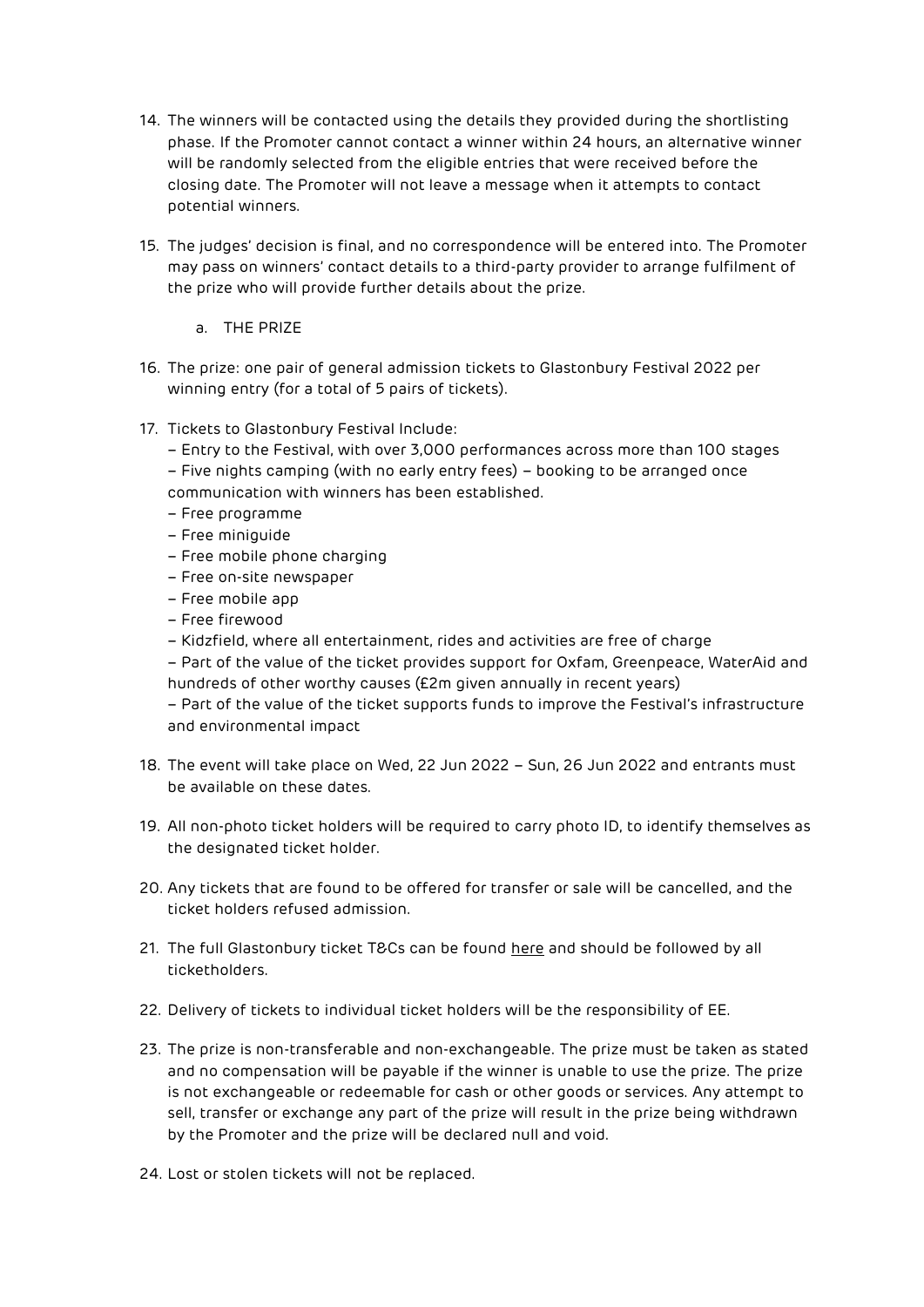14. The winners will be contacted using the details they provided during the shortlisting phase. If the Promoter cannot contact a winner within 24 hours, an alternative winner will be randomly selected from the eligible entries that were received before the closing date. The Promoter will not leave a message when it attempts to contact potential winners.

15. The judges' decision is final, and no correspondence will be entered into. The Promoter may pass on winners' contact details to a third-party provider to arrange fulfilment of the prize who will provide further details about the prize.

    a. THE PRIZE

16. The prize: one pair of general admission tickets to Glastonbury Festival 2022 per winning entry (for a total of 5 pairs of tickets).

17. Tickets to Glastonbury Festival Include:
    – Entry to the Festival, with over 3,000 performances across more than 100 stages
    – Five nights camping (with no early entry fees) – booking to be arranged once communication with winners has been established.
    – Free programme
    – Free miniguide
    – Free mobile phone charging
    – Free on-site newspaper
    – Free mobile app
    – Free firewood
    – Kidzfield, where all entertainment, rides and activities are free of charge
    – Part of the value of the ticket provides support for Oxfam, Greenpeace, WaterAid and hundreds of other worthy causes (£2m given annually in recent years)
    – Part of the value of the ticket supports funds to improve the Festival's infrastructure and environmental impact

18. The event will take place on Wed, 22 Jun 2022 – Sun, 26 Jun 2022 and entrants must be available on these dates.

19. All non-photo ticket holders will be required to carry photo ID, to identify themselves as the designated ticket holder.

20. Any tickets that are found to be offered for transfer or sale will be cancelled, and the ticket holders refused admission.

21. The full Glastonbury ticket T&Cs can be found here and should be followed by all ticketholders.

22. Delivery of tickets to individual ticket holders will be the responsibility of EE.

23. The prize is non-transferable and non-exchangeable. The prize must be taken as stated and no compensation will be payable if the winner is unable to use the prize. The prize is not exchangeable or redeemable for cash or other goods or services. Any attempt to sell, transfer or exchange any part of the prize will result in the prize being withdrawn by the Promoter and the prize will be declared null and void.

24. Lost or stolen tickets will not be replaced.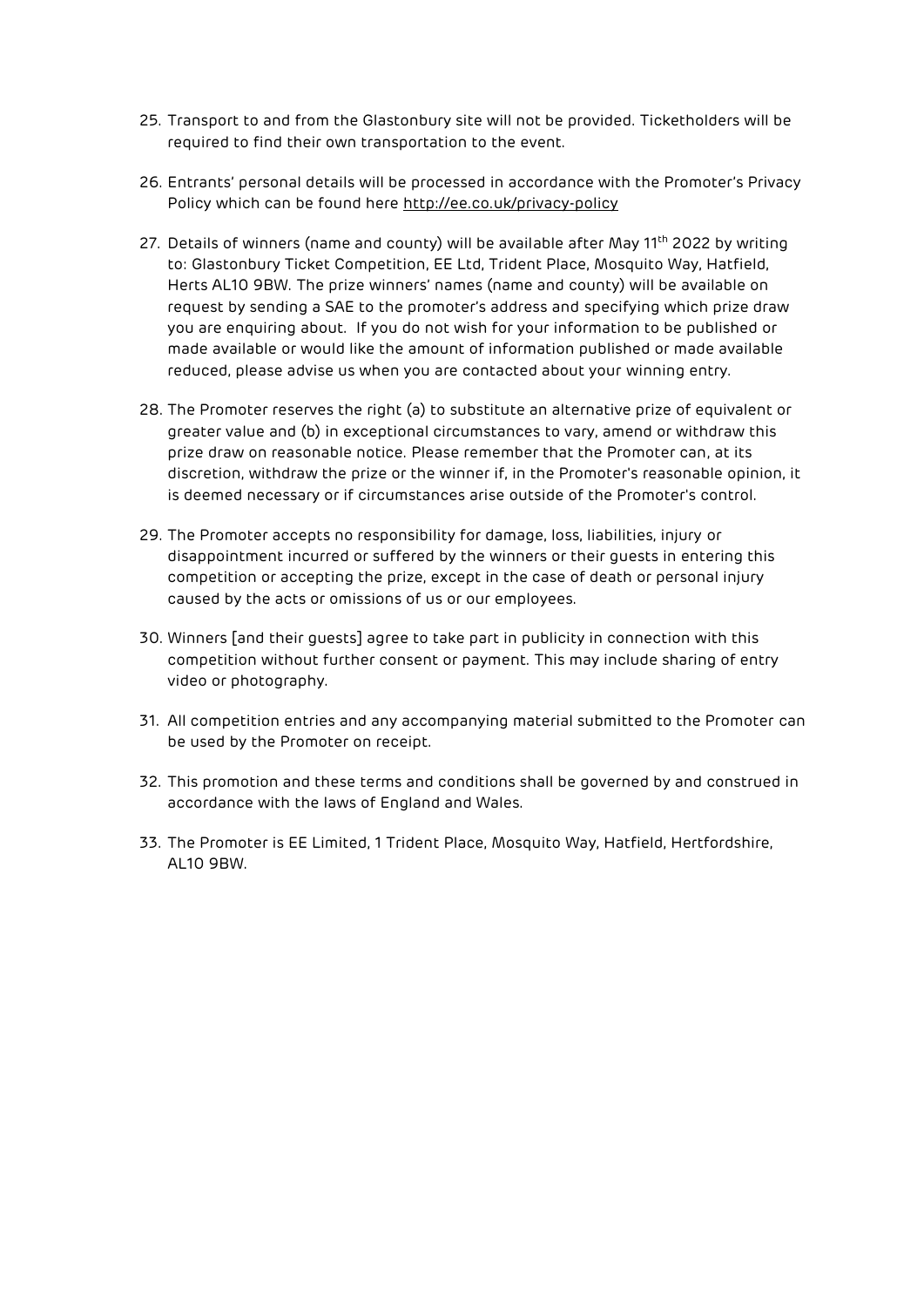25. Transport to and from the Glastonbury site will not be provided. Ticketholders will be required to find their own transportation to the event.

26. Entrants' personal details will be processed in accordance with the Promoter's Privacy Policy which can be found here http://ee.co.uk/privacy-policy

27. Details of winners (name and county) will be available after May 11th 2022 by writing to: Glastonbury Ticket Competition, EE Ltd, Trident Place, Mosquito Way, Hatfield, Herts AL10 9BW. The prize winners' names (name and county) will be available on request by sending a SAE to the promoter's address and specifying which prize draw you are enquiring about. If you do not wish for your information to be published or made available or would like the amount of information published or made available reduced, please advise us when you are contacted about your winning entry.

28. The Promoter reserves the right (a) to substitute an alternative prize of equivalent or greater value and (b) in exceptional circumstances to vary, amend or withdraw this prize draw on reasonable notice. Please remember that the Promoter can, at its discretion, withdraw the prize or the winner if, in the Promoter's reasonable opinion, it is deemed necessary or if circumstances arise outside of the Promoter's control.

29. The Promoter accepts no responsibility for damage, loss, liabilities, injury or disappointment incurred or suffered by the winners or their guests in entering this competition or accepting the prize, except in the case of death or personal injury caused by the acts or omissions of us or our employees.

30. Winners [and their guests] agree to take part in publicity in connection with this competition without further consent or payment. This may include sharing of entry video or photography.

31. All competition entries and any accompanying material submitted to the Promoter can be used by the Promoter on receipt.

32. This promotion and these terms and conditions shall be governed by and construed in accordance with the laws of England and Wales.

33. The Promoter is EE Limited, 1 Trident Place, Mosquito Way, Hatfield, Hertfordshire, AL10 9BW.